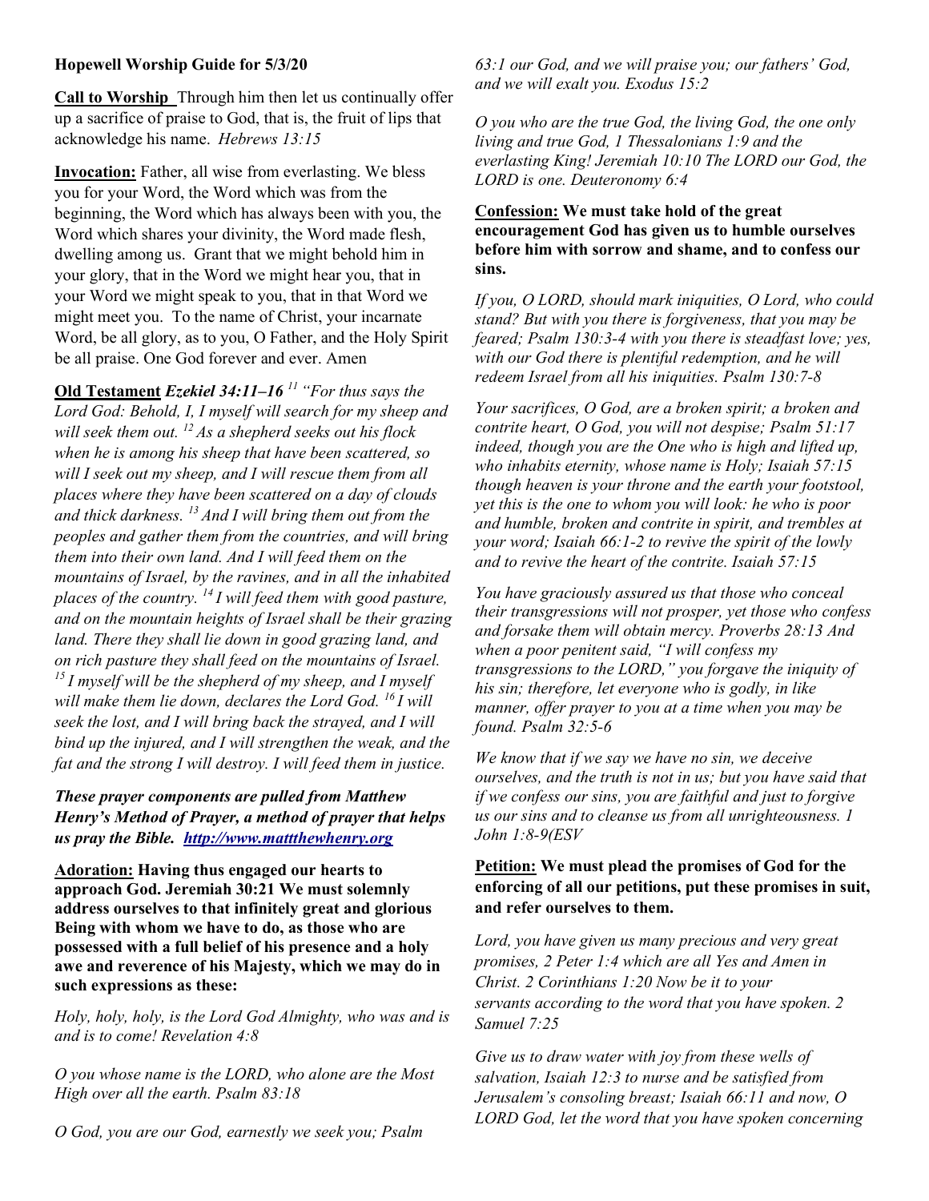**Hopewell Worship Guide for 5/3/20**

**Call to Worship** Through him then let us continually offer up a sacrifice of praise to God, that is, the fruit of lips that acknowledge his name. *Hebrews 13:15*

**Invocation:** Father, all wise from everlasting. We bless you for your Word, the Word which was from the beginning, the Word which has always been with you, the Word which shares your divinity, the Word made flesh, dwelling among us. Grant that we might behold him in your glory, that in the Word we might hear you, that in your Word we might speak to you, that in that Word we might meet you. To the name of Christ, your incarnate Word, be all glory, as to you, O Father, and the Holy Spirit be all praise. One God forever and ever. Amen

**Old Testament** ***Ezekiel 34:11–16*** *[11] "For thus says the Lord God: Behold, I, I myself will search for my sheep and will seek them out. [12] As a shepherd seeks out his flock when he is among his sheep that have been scattered, so will I seek out my sheep, and I will rescue them from all places where they have been scattered on a day of clouds and thick darkness. [13] And I will bring them out from the peoples and gather them from the countries, and will bring them into their own land. And I will feed them on the mountains of Israel, by the ravines, and in all the inhabited places of the country. [14] I will feed them with good pasture, and on the mountain heights of Israel shall be their grazing land. There they shall lie down in good grazing land, and on rich pasture they shall feed on the mountains of Israel. [15] I myself will be the shepherd of my sheep, and I myself will make them lie down, declares the Lord God. [16] I will seek the lost, and I will bring back the strayed, and I will bind up the injured, and I will strengthen the weak, and the fat and the strong I will destroy. I will feed them in justice.*

***These prayer components are pulled from Matthew Henry's Method of Prayer, a method of prayer that helps us pray the Bible. [http://www.mattthewhenry.org](http://www.mattthewhenry.org)***

**Adoration: Having thus engaged our hearts to approach God. Jeremiah 30:21 We must solemnly address ourselves to that infinitely great and glorious Being with whom we have to do, as those who are possessed with a full belief of his presence and a holy awe and reverence of his Majesty, which we may do in such expressions as these:**

*Holy, holy, holy, is the Lord God Almighty, who was and is and is to come! Revelation 4:8*

*O you whose name is the LORD, who alone are the Most High over all the earth. Psalm 83:18*

*O God, you are our God, earnestly we seek you; Psalm 63:1 our God, and we will praise you; our fathers' God, and we will exalt you. Exodus 15:2*

*O you who are the true God, the living God, the one only living and true God, 1 Thessalonians 1:9 and the everlasting King! Jeremiah 10:10 The LORD our God, the LORD is one. Deuteronomy 6:4*

**Confession: We must take hold of the great encouragement God has given us to humble ourselves before him with sorrow and shame, and to confess our sins.**

*If you, O LORD, should mark iniquities, O Lord, who could stand? But with you there is forgiveness, that you may be feared; Psalm 130:3-4 with you there is steadfast love; yes, with our God there is plentiful redemption, and he will redeem Israel from all his iniquities. Psalm 130:7-8*

*Your sacrifices, O God, are a broken spirit; a broken and contrite heart, O God, you will not despise; Psalm 51:17 indeed, though you are the One who is high and lifted up, who inhabits eternity, whose name is Holy; Isaiah 57:15 though heaven is your throne and the earth your footstool, yet this is the one to whom you will look: he who is poor and humble, broken and contrite in spirit, and trembles at your word; Isaiah 66:1-2 to revive the spirit of the lowly and to revive the heart of the contrite. Isaiah 57:15*

*You have graciously assured us that those who conceal their transgressions will not prosper, yet those who confess and forsake them will obtain mercy. Proverbs 28:13 And when a poor penitent said, "I will confess my transgressions to the LORD," you forgave the iniquity of his sin; therefore, let everyone who is godly, in like manner, offer prayer to you at a time when you may be found. Psalm 32:5-6*

*We know that if we say we have no sin, we deceive ourselves, and the truth is not in us; but you have said that if we confess our sins, you are faithful and just to forgive us our sins and to cleanse us from all unrighteousness. 1 John 1:8-9(ESV*

**Petition: We must plead the promises of God for the enforcing of all our petitions, put these promises in suit, and refer ourselves to them.**

*Lord, you have given us many precious and very great promises, 2 Peter 1:4 which are all Yes and Amen in Christ. 2 Corinthians 1:20 Now be it to your servants according to the word that you have spoken. 2 Samuel 7:25*

*Give us to draw water with joy from these wells of salvation, Isaiah 12:3 to nurse and be satisfied from Jerusalem's consoling breast; Isaiah 66:11 and now, O LORD God, let the word that you have spoken concerning*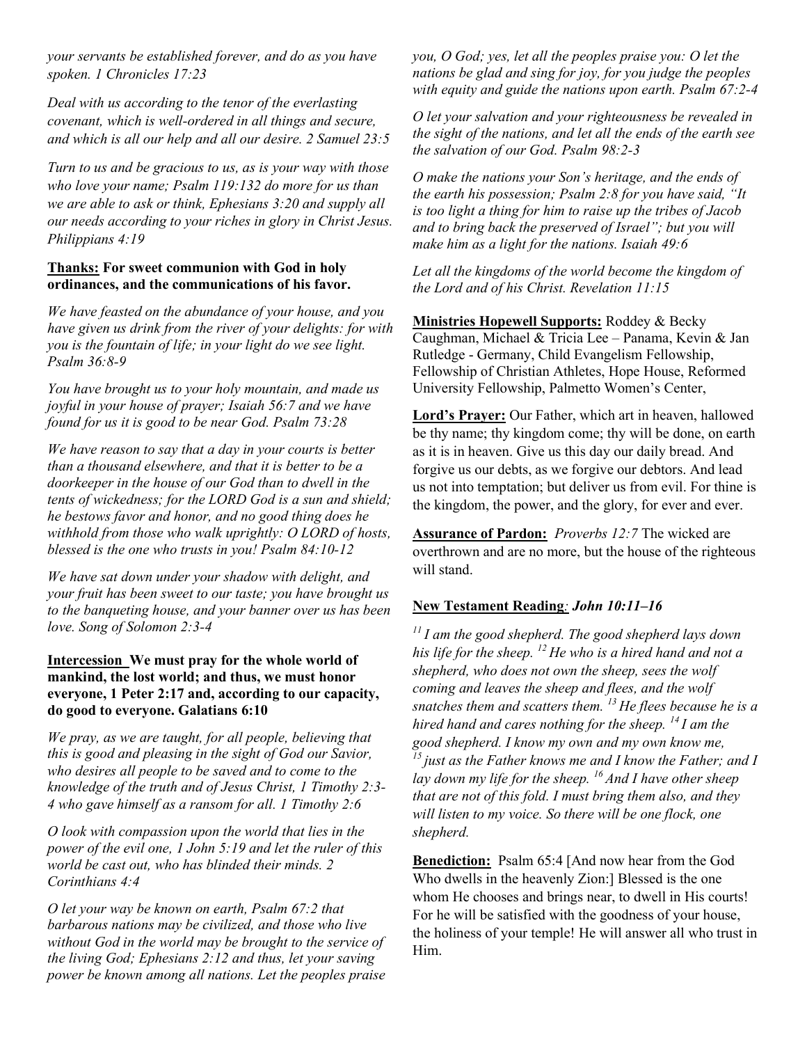*your servants be established forever, and do as you have spoken. 1 Chronicles 17:23*

*Deal with us according to the tenor of the everlasting covenant, which is well-ordered in all things and secure, and which is all our help and all our desire. 2 Samuel 23:5*

*Turn to us and be gracious to us, as is your way with those who love your name; Psalm 119:132 do more for us than we are able to ask or think, Ephesians 3:20 and supply all our needs according to your riches in glory in Christ Jesus. Philippians 4:19*

**Thanks: For sweet communion with God in holy ordinances, and the communications of his favor.**

*We have feasted on the abundance of your house, and you have given us drink from the river of your delights: for with you is the fountain of life; in your light do we see light. Psalm 36:8-9*

*You have brought us to your holy mountain, and made us joyful in your house of prayer; Isaiah 56:7 and we have found for us it is good to be near God. Psalm 73:28*

*We have reason to say that a day in your courts is better than a thousand elsewhere, and that it is better to be a doorkeeper in the house of our God than to dwell in the tents of wickedness; for the LORD God is a sun and shield; he bestows favor and honor, and no good thing does he withhold from those who walk uprightly: O LORD of hosts, blessed is the one who trusts in you! Psalm 84:10-12*

*We have sat down under your shadow with delight, and your fruit has been sweet to our taste; you have brought us to the banqueting house, and your banner over us has been love. Song of Solomon 2:3-4*

**Intercession We must pray for the whole world of mankind, the lost world; and thus, we must honor everyone, 1 Peter 2:17 and, according to our capacity, do good to everyone. Galatians 6:10**

*We pray, as we are taught, for all people, believing that this is good and pleasing in the sight of God our Savior, who desires all people to be saved and to come to the knowledge of the truth and of Jesus Christ, 1 Timothy 2:3-4 who gave himself as a ransom for all. 1 Timothy 2:6*

*O look with compassion upon the world that lies in the power of the evil one, 1 John 5:19 and let the ruler of this world be cast out, who has blinded their minds. 2 Corinthians 4:4*

*O let your way be known on earth, Psalm 67:2 that barbarous nations may be civilized, and those who live without God in the world may be brought to the service of the living God; Ephesians 2:12 and thus, let your saving power be known among all nations. Let the peoples praise you, O God; yes, let all the peoples praise you: O let the nations be glad and sing for joy, for you judge the peoples with equity and guide the nations upon earth. Psalm 67:2-4*

*O let your salvation and your righteousness be revealed in the sight of the nations, and let all the ends of the earth see the salvation of our God. Psalm 98:2-3*

*O make the nations your Son's heritage, and the ends of the earth his possession; Psalm 2:8 for you have said, "It is too light a thing for him to raise up the tribes of Jacob and to bring back the preserved of Israel"; but you will make him as a light for the nations. Isaiah 49:6*

*Let all the kingdoms of the world become the kingdom of the Lord and of his Christ. Revelation 11:15*

**Ministries Hopewell Supports:** Roddey & Becky Caughman, Michael & Tricia Lee – Panama, Kevin & Jan Rutledge - Germany, Child Evangelism Fellowship, Fellowship of Christian Athletes, Hope House, Reformed University Fellowship, Palmetto Women's Center,

**Lord's Prayer:** Our Father, which art in heaven, hallowed be thy name; thy kingdom come; thy will be done, on earth as it is in heaven. Give us this day our daily bread. And forgive us our debts, as we forgive our debtors. And lead us not into temptation; but deliver us from evil. For thine is the kingdom, the power, and the glory, for ever and ever.

**Assurance of Pardon:** *Proverbs 12:7* The wicked are overthrown and are no more, but the house of the righteous will stand.

**New Testament Reading***: John 10:11–16*

*[11] I am the good shepherd. The good shepherd lays down his life for the sheep. [12] He who is a hired hand and not a shepherd, who does not own the sheep, sees the wolf coming and leaves the sheep and flees, and the wolf snatches them and scatters them. [13] He flees because he is a hired hand and cares nothing for the sheep. [14] I am the good shepherd. I know my own and my own know me, [15] just as the Father knows me and I know the Father; and I lay down my life for the sheep. [16] And I have other sheep that are not of this fold. I must bring them also, and they will listen to my voice. So there will be one flock, one shepherd.*

**Benediction:** Psalm 65:4 [And now hear from the God Who dwells in the heavenly Zion:] Blessed is the one whom He chooses and brings near, to dwell in His courts! For he will be satisfied with the goodness of your house, the holiness of your temple! He will answer all who trust in Him.